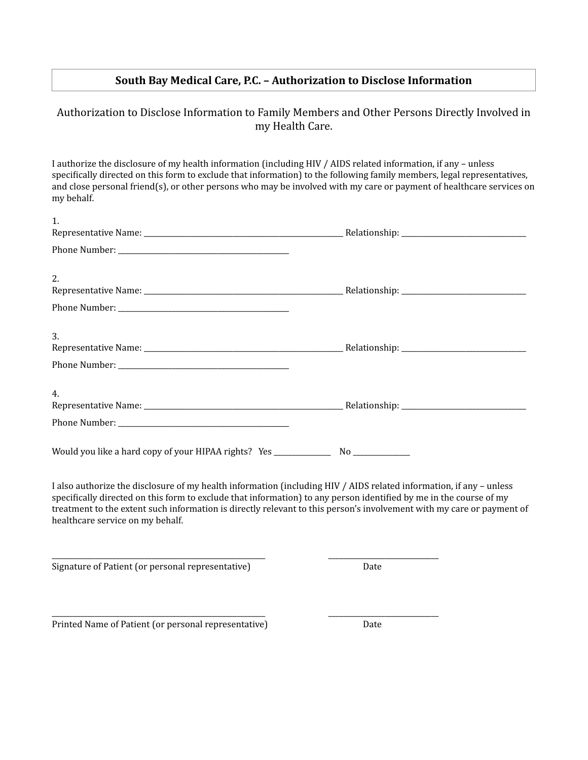## South Bay Medical Care, P.C. – Authorization to Disclose Information

### Authorization to Disclose Information to Family Members and Other Persons Directly Involved in my Health Care.

I authorize the disclosure of my health information (including HIV / AIDS related information, if any – unless specifically directed on this form to exclude that information) to the following family members, legal representatives, and close personal friend(s), or other persons who may be involved with my care or payment of healthcare services on my behalf.

1.
Representative Name: ______________________________ Relationship: ____________________

Phone Number: ____________________________

2.
Representative Name: ______________________________ Relationship: ____________________

Phone Number: ____________________________

3.
Representative Name: ______________________________ Relationship: ____________________

Phone Number: ____________________________

4.
Representative Name: ______________________________ Relationship: ____________________

Phone Number: ____________________________

Would you like a hard copy of your HIPAA rights? Yes __________ No __________

I also authorize the disclosure of my health information (including HIV / AIDS related information, if any – unless specifically directed on this form to exclude that information) to any person identified by me in the course of my treatment to the extent such information is directly relevant to this person's involvement with my care or payment of healthcare service on my behalf.

______________________________ ____________________
Signature of Patient (or personal representative) Date

______________________________ ____________________
Printed Name of Patient (or personal representative) Date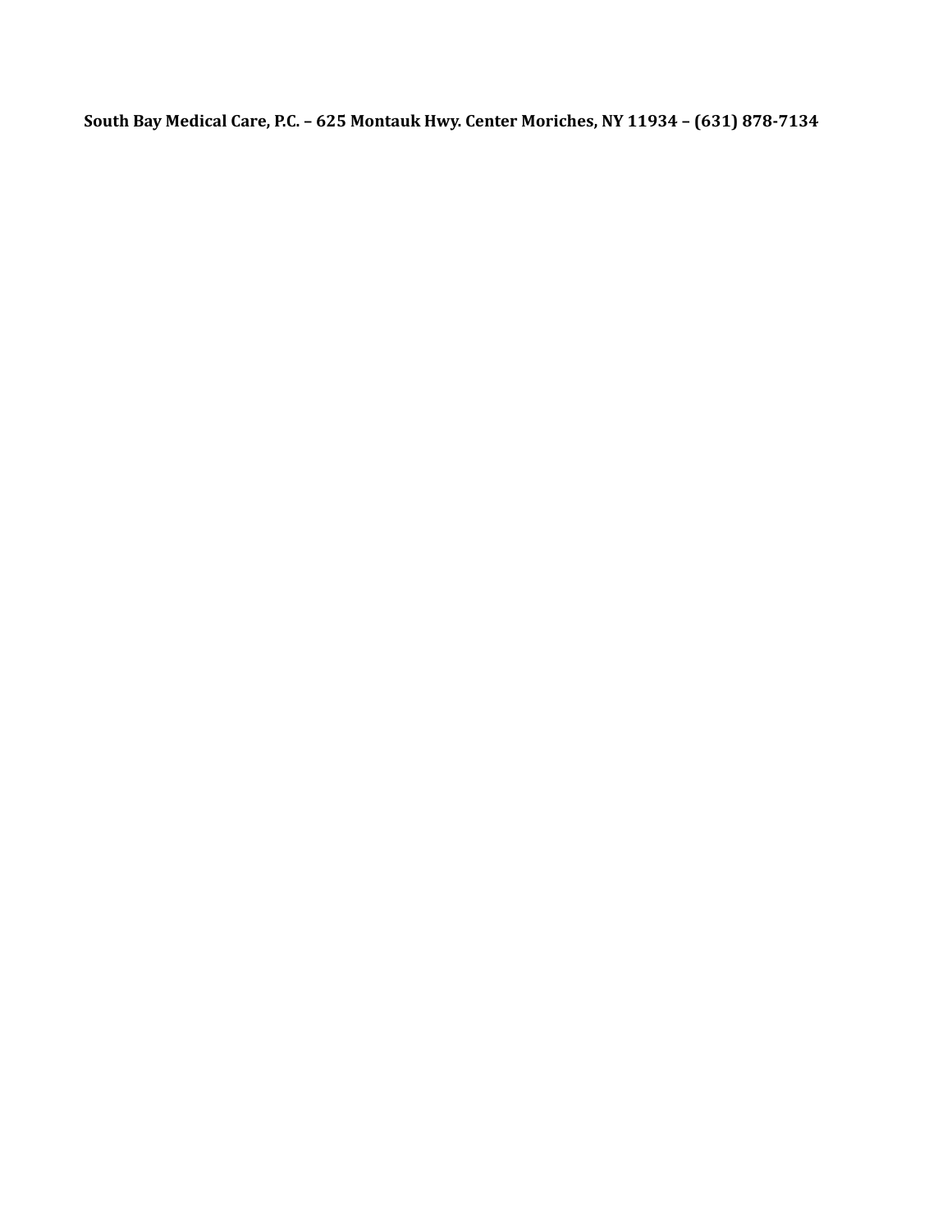**South Bay Medical Care, P.C. – 625 Montauk Hwy. Center Moriches, NY 11934 – (631) 878-7134**